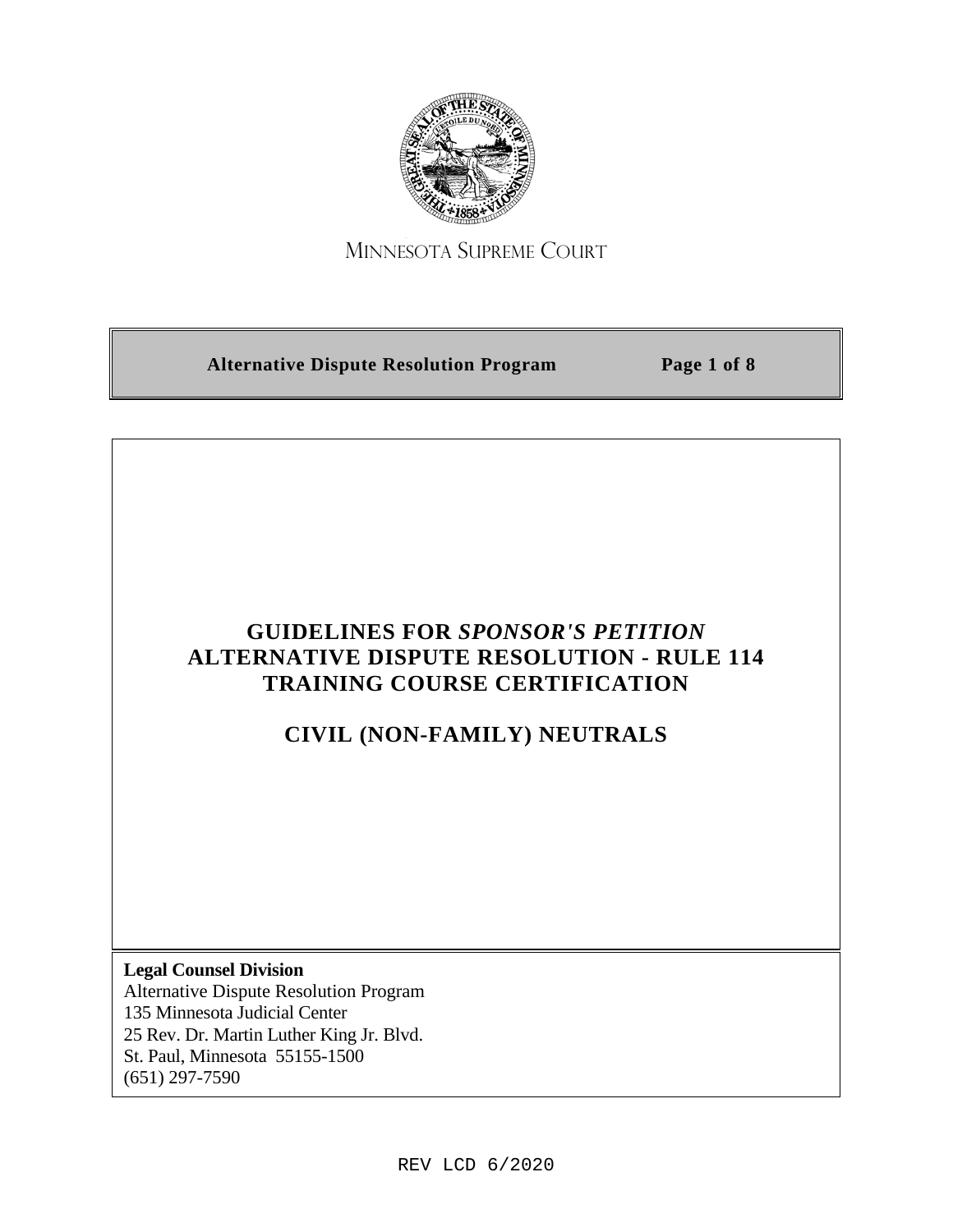Minnesota Supreme Court

**Alternative Dispute Resolution Program**

# GUIDELINES FOR *SPONSOR'S PETITION* ALTERNATIVE DISPUTE RESOLUTION - RULE 114 TRAINING COURSE CERTIFICATION

## CIVIL (NON-FAMILY) NEUTRALS

**Legal Counsel Division**
Alternative Dispute Resolution Program
135 Minnesota Judicial Center
25 Rev. Dr. Martin Luther King Jr. Blvd.
St. Paul, Minnesota 55155-1500
(651) 297-7590

REV LCD 6/2020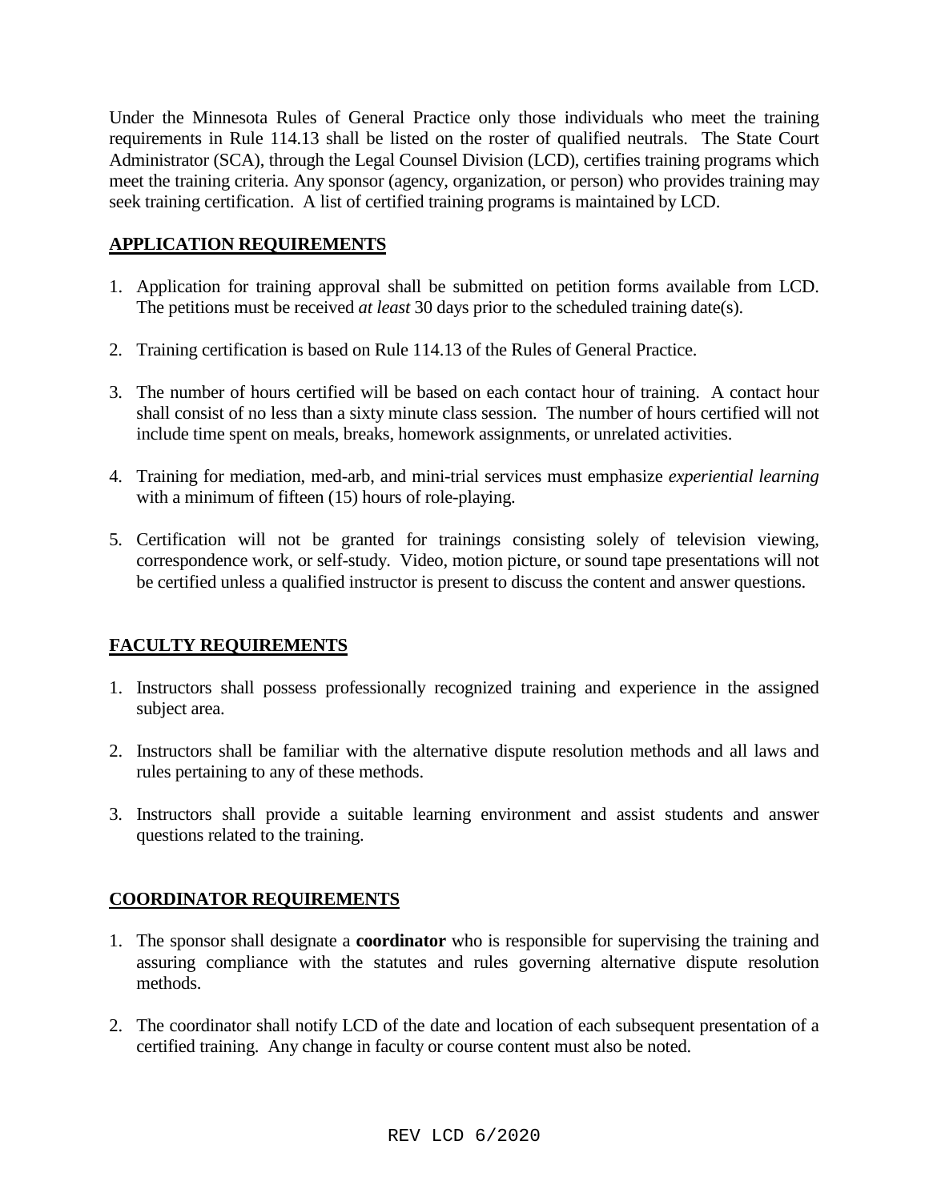Under the Minnesota Rules of General Practice only those individuals who meet the training requirements in Rule 114.13 shall be listed on the roster of qualified neutrals. The State Court Administrator (SCA), through the Legal Counsel Division (LCD), certifies training programs which meet the training criteria. Any sponsor (agency, organization, or person) who provides training may seek training certification. A list of certified training programs is maintained by LCD.

## APPLICATION REQUIREMENTS

1. Application for training approval shall be submitted on petition forms available from LCD. The petitions must be received *at least* 30 days prior to the scheduled training date(s).

2. Training certification is based on Rule 114.13 of the Rules of General Practice.

3. The number of hours certified will be based on each contact hour of training. A contact hour shall consist of no less than a sixty minute class session. The number of hours certified will not include time spent on meals, breaks, homework assignments, or unrelated activities.

4. Training for mediation, med-arb, and mini-trial services must emphasize *experiential learning* with a minimum of fifteen (15) hours of role-playing.

5. Certification will not be granted for trainings consisting solely of television viewing, correspondence work, or self-study. Video, motion picture, or sound tape presentations will not be certified unless a qualified instructor is present to discuss the content and answer questions.

## FACULTY REQUIREMENTS

1. Instructors shall possess professionally recognized training and experience in the assigned subject area.

2. Instructors shall be familiar with the alternative dispute resolution methods and all laws and rules pertaining to any of these methods.

3. Instructors shall provide a suitable learning environment and assist students and answer questions related to the training.

## COORDINATOR REQUIREMENTS

1. The sponsor shall designate a **coordinator** who is responsible for supervising the training and assuring compliance with the statutes and rules governing alternative dispute resolution methods.

2. The coordinator shall notify LCD of the date and location of each subsequent presentation of a certified training. Any change in faculty or course content must also be noted.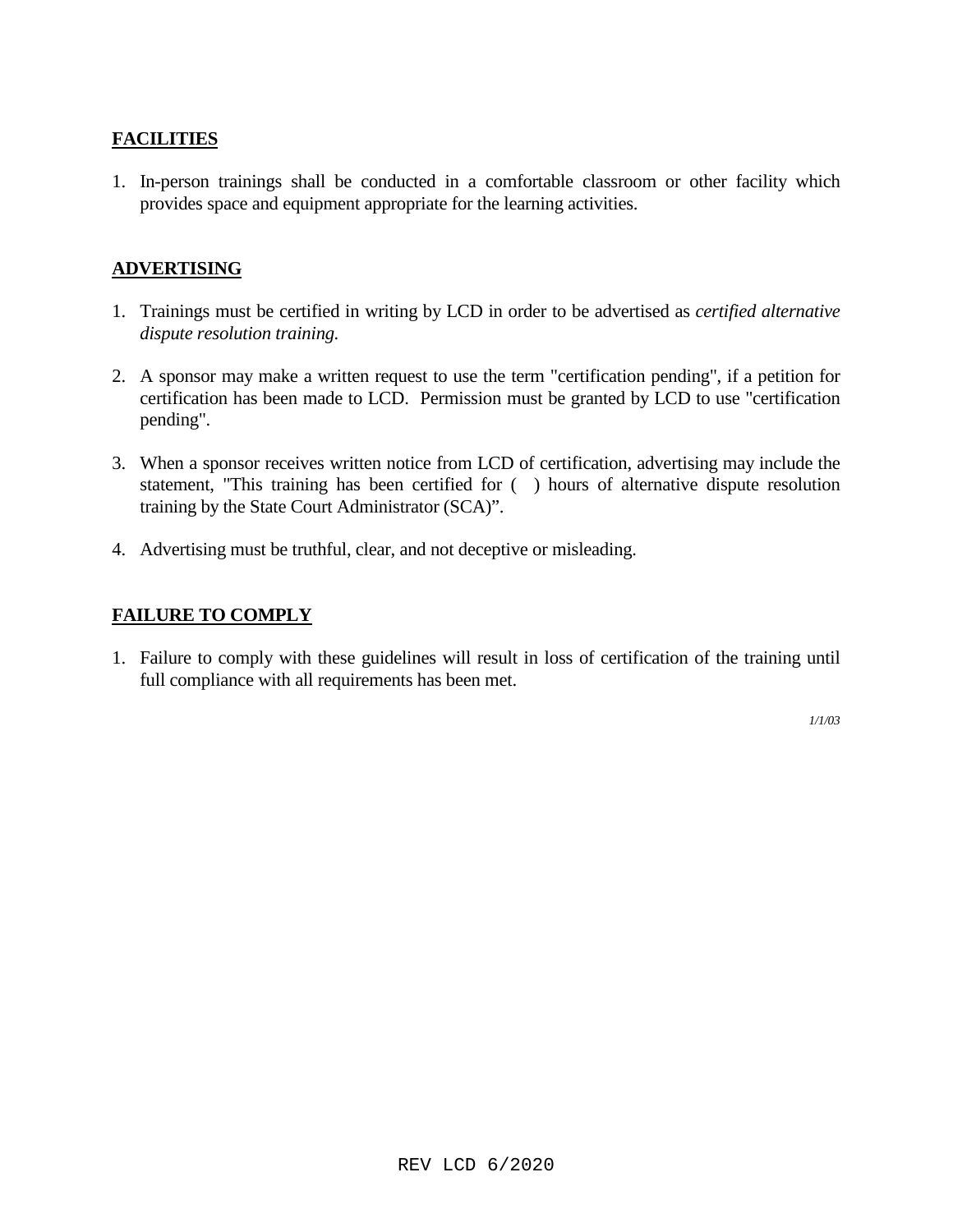## FACILITIES

1. In-person trainings shall be conducted in a comfortable classroom or other facility which provides space and equipment appropriate for the learning activities.

## ADVERTISING

1. Trainings must be certified in writing by LCD in order to be advertised as *certified alternative dispute resolution training.*

2. A sponsor may make a written request to use the term "certification pending", if a petition for certification has been made to LCD. Permission must be granted by LCD to use "certification pending".

3. When a sponsor receives written notice from LCD of certification, advertising may include the statement, "This training has been certified for ( ) hours of alternative dispute resolution training by the State Court Administrator (SCA)".

4. Advertising must be truthful, clear, and not deceptive or misleading.

## FAILURE TO COMPLY

1. Failure to comply with these guidelines will result in loss of certification of the training until full compliance with all requirements has been met.

*1/1/03*

REV LCD 6/2020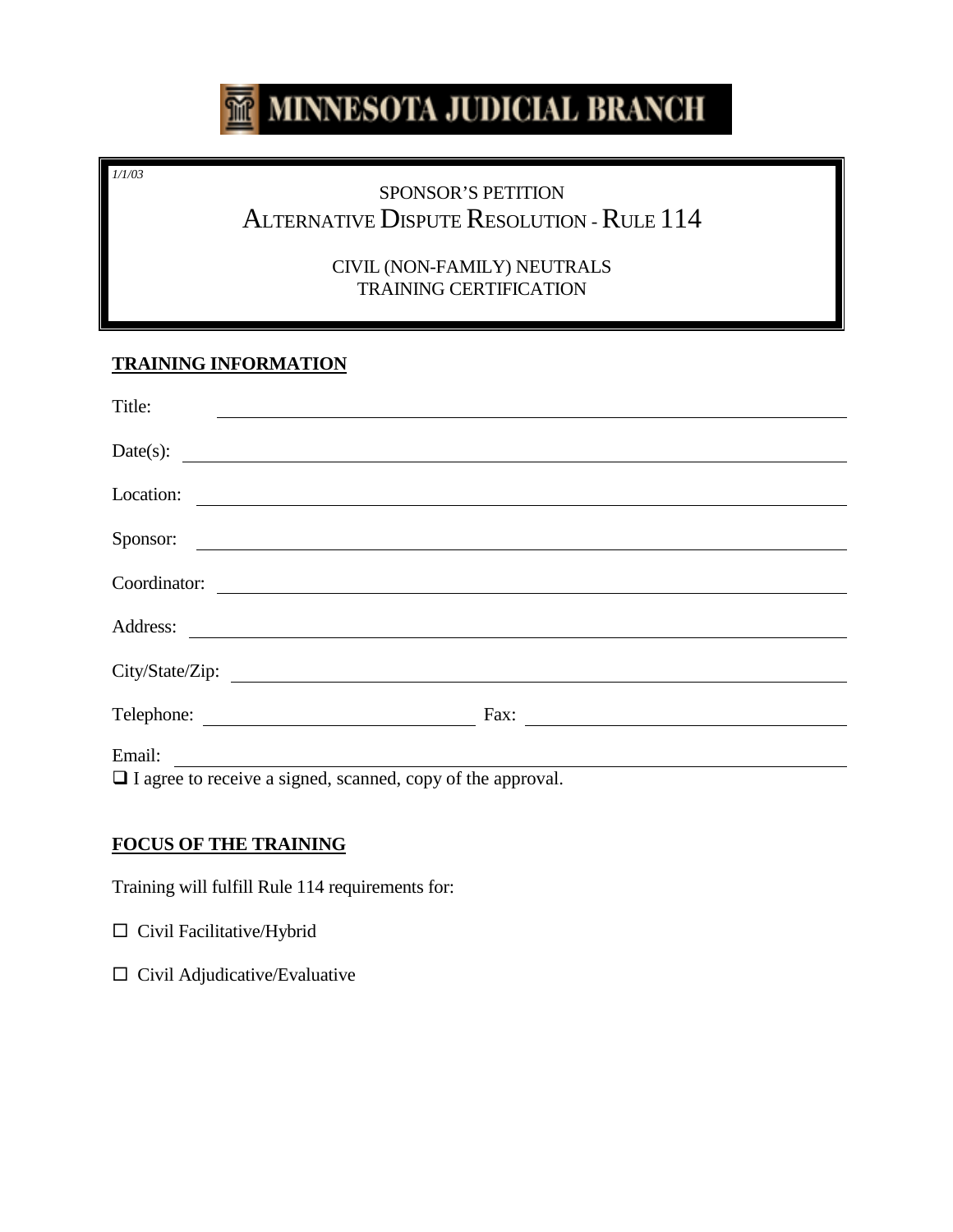MINNESOTA JUDICIAL BRANCH

*1/1/03*

# SPONSOR'S PETITION
# ALTERNATIVE DISPUTE RESOLUTION - RULE 114

## CIVIL (NON-FAMILY) NEUTRALS
## TRAINING CERTIFICATION

**TRAINING INFORMATION**

Title: ______________________________

Date(s): ______________________________

Location: ______________________________

Sponsor: ______________________________

Coordinator: ______________________________

Address: ______________________________

City/State/Zip: ______________________________

Telephone: ______________ Fax: ______________

Email: ______________________________

❑ I agree to receive a signed, scanned, copy of the approval.

**FOCUS OF THE TRAINING**

Training will fulfill Rule 114 requirements for:

☐ Civil Facilitative/Hybrid

☐ Civil Adjudicative/Evaluative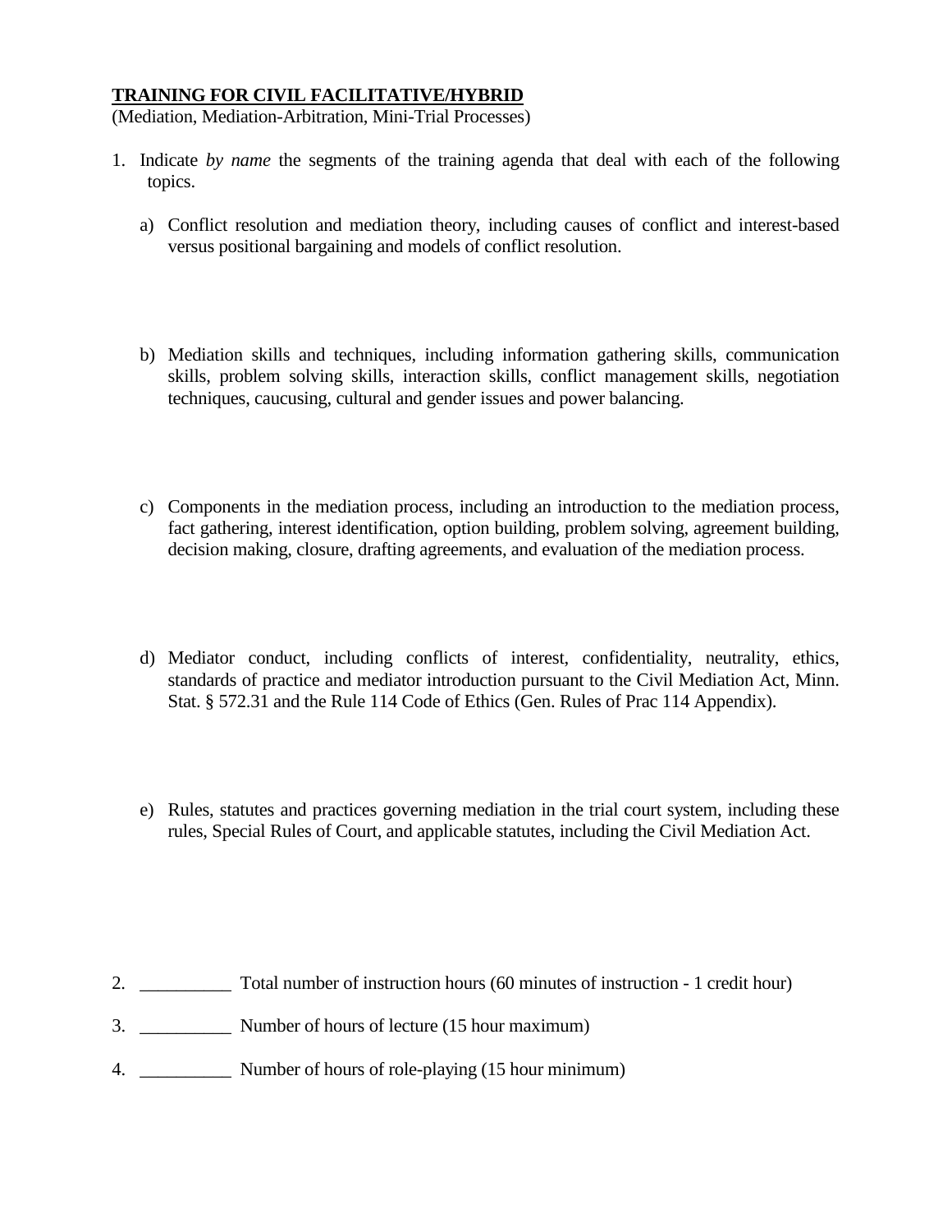**TRAINING FOR CIVIL FACILITATIVE/HYBRID**

(Mediation, Mediation-Arbitration, Mini-Trial Processes)

1. Indicate *by name* the segments of the training agenda that deal with each of the following topics.

   a) Conflict resolution and mediation theory, including causes of conflict and interest-based versus positional bargaining and models of conflict resolution.

   b) Mediation skills and techniques, including information gathering skills, communication skills, problem solving skills, interaction skills, conflict management skills, negotiation techniques, caucusing, cultural and gender issues and power balancing.

   c) Components in the mediation process, including an introduction to the mediation process, fact gathering, interest identification, option building, problem solving, agreement building, decision making, closure, drafting agreements, and evaluation of the mediation process.

   d) Mediator conduct, including conflicts of interest, confidentiality, neutrality, ethics, standards of practice and mediator introduction pursuant to the Civil Mediation Act, Minn. Stat. § 572.31 and the Rule 114 Code of Ethics (Gen. Rules of Prac 114 Appendix).

   e) Rules, statutes and practices governing mediation in the trial court system, including these rules, Special Rules of Court, and applicable statutes, including the Civil Mediation Act.

2. __________ Total number of instruction hours (60 minutes of instruction - 1 credit hour)

3. __________ Number of hours of lecture (15 hour maximum)

4. __________ Number of hours of role-playing (15 hour minimum)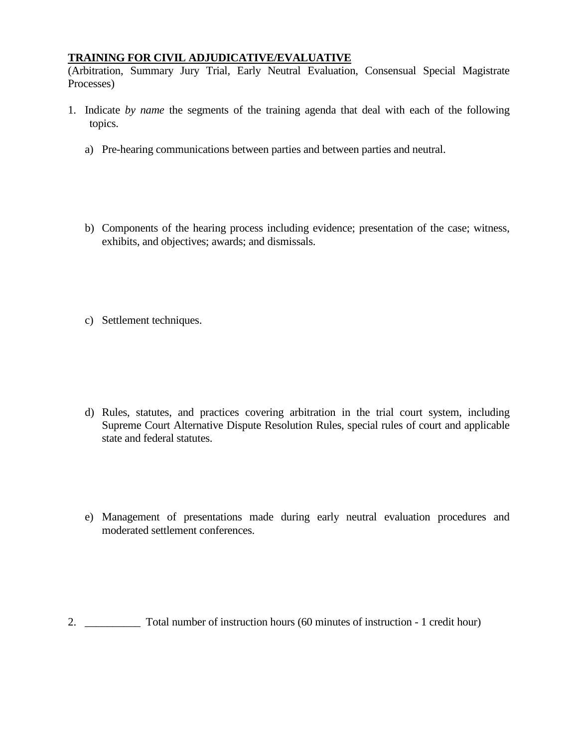**<u>TRAINING FOR CIVIL ADJUDICATIVE/EVALUATIVE</u>**
(Arbitration, Summary Jury Trial, Early Neutral Evaluation, Consensual Special Magistrate Processes)

1. Indicate *by name* the segments of the training agenda that deal with each of the following topics.

   a) Pre-hearing communications between parties and between parties and neutral.

   b) Components of the hearing process including evidence; presentation of the case; witness, exhibits, and objectives; awards; and dismissals.

   c) Settlement techniques.

   d) Rules, statutes, and practices covering arbitration in the trial court system, including Supreme Court Alternative Dispute Resolution Rules, special rules of court and applicable state and federal statutes.

   e) Management of presentations made during early neutral evaluation procedures and moderated settlement conferences.

2. __________ Total number of instruction hours (60 minutes of instruction - 1 credit hour)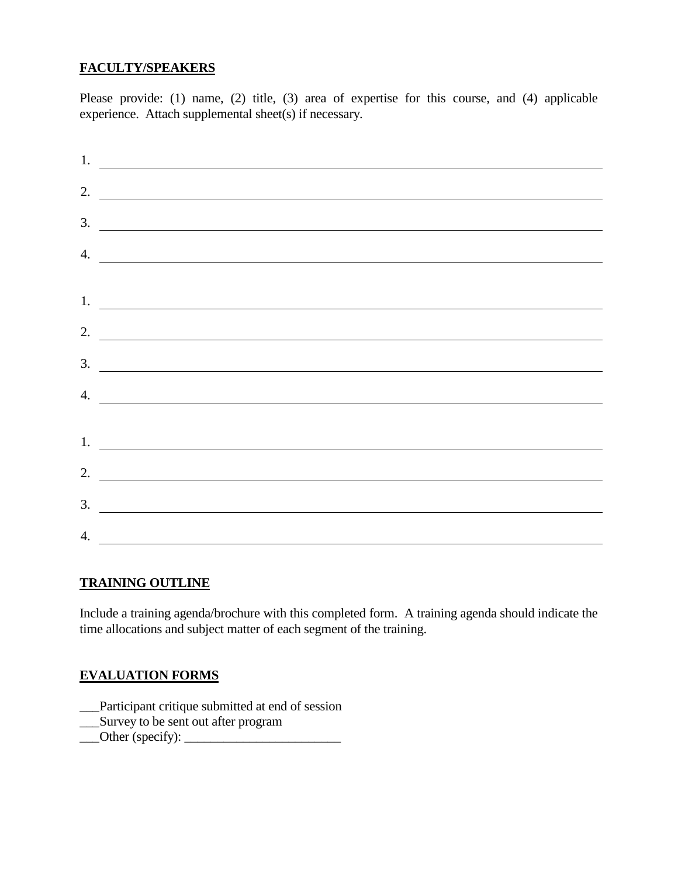**FACULTY/SPEAKERS**

Please provide: (1) name, (2) title, (3) area of expertise for this course, and (4) applicable experience. Attach supplemental sheet(s) if necessary.

1. ______________________________________________________________________
2. ______________________________________________________________________
3. ______________________________________________________________________
4. ______________________________________________________________________

1. ______________________________________________________________________
2. ______________________________________________________________________
3. ______________________________________________________________________
4. ______________________________________________________________________

1. ______________________________________________________________________
2. ______________________________________________________________________
3. ______________________________________________________________________
4. ______________________________________________________________________

**TRAINING OUTLINE**

Include a training agenda/brochure with this completed form. A training agenda should indicate the time allocations and subject matter of each segment of the training.

**EVALUATION FORMS**

___Participant critique submitted at end of session
___Survey to be sent out after program
___Other (specify): ________________________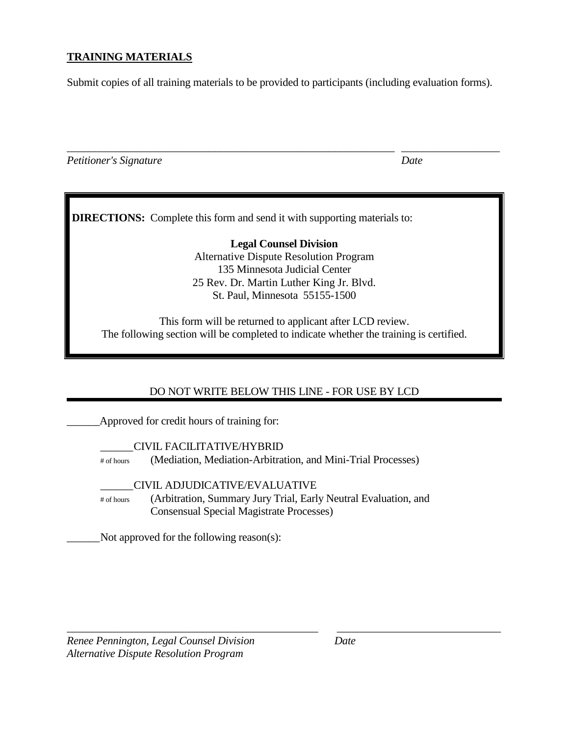**TRAINING MATERIALS**

Submit copies of all training materials to be provided to participants (including evaluation forms).

_______________________________________________________________ _________________

*Petitioner's Signature* *Date*

---

**DIRECTIONS:** Complete this form and send it with supporting materials to:

**Legal Counsel Division**
Alternative Dispute Resolution Program
135 Minnesota Judicial Center
25 Rev. Dr. Martin Luther King Jr. Blvd.
St. Paul, Minnesota 55155-1500

This form will be returned to applicant after LCD review.
The following section will be completed to indicate whether the training is certified.

---

DO NOT WRITE BELOW THIS LINE - FOR USE BY LCD

______Approved for credit hours of training for:

______CIVIL FACILITATIVE/HYBRID
# of hours (Mediation, Mediation-Arbitration, and Mini-Trial Processes)

______CIVIL ADJUDICATIVE/EVALUATIVE
# of hours (Arbitration, Summary Jury Trial, Early Neutral Evaluation, and Consensual Special Magistrate Processes)

______Not approved for the following reason(s):

_______________________________________________ ______________________________

*Renee Pennington, Legal Counsel Division* *Date*
*Alternative Dispute Resolution Program*